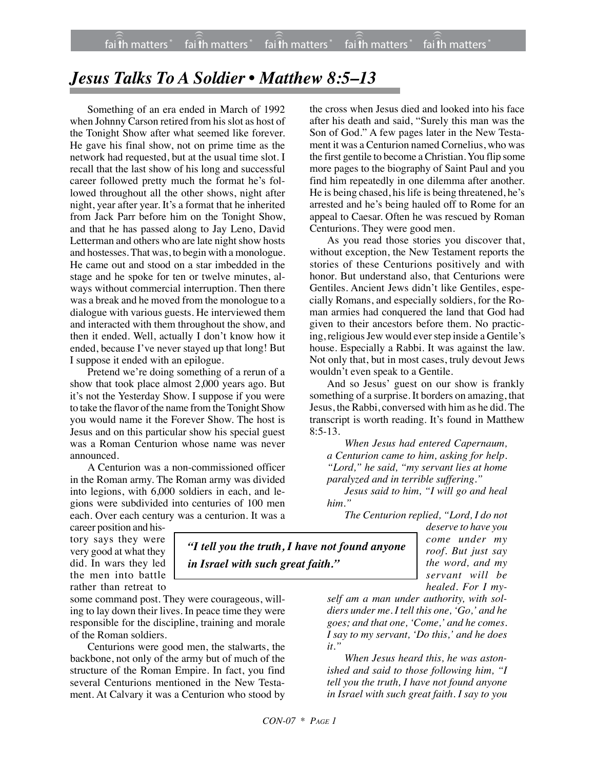# Jesus Talks To A Soldier • Matthew 8:5–13

Something of an era ended in March of 1992 when Johnny Carson retired from his slot as host of the Tonight Show after what seemed like forever. He gave his final show, not on prime time as the network had requested, but at the usual time slot. I recall that the last show of his long and successful career followed pretty much the format he's followed throughout all the other shows, night after night, year after year. It's a format that he inherited from Jack Parr before him on the Tonight Show, and that he has passed along to Jay Leno, David Letterman and others who are late night show hosts and hostesses. That was, to begin with a monologue. He came out and stood on a star imbedded in the stage and he spoke for ten or twelve minutes, always without commercial interruption. Then there was a break and he moved from the monologue to a dialogue with various guests. He interviewed them and interacted with them throughout the show, and then it ended. Well, actually I don't know how it ended, because I've never stayed up that long! But I suppose it ended with an epilogue.

Pretend we're doing something of a rerun of a show that took place almost 2,000 years ago. But it's not the Yesterday Show. I suppose if you were to take the flavor of the name from the Tonight Show you would name it the Forever Show. The host is Jesus and on this particular show his special guest was a Roman Centurion whose name was never announced.

A Centurion was a non-commissioned officer in the Roman army. The Roman army was divided into legions, with 6,000 soldiers in each, and legions were subdivided into centuries of 100 men each. Over each century was a centurion. It was a career position and history says they were very good at what they did. In wars they led the men into battle rather than retreat to some command post. They were courageous, willing to lay down their lives. In peace time they were responsible for the discipline, training and morale of the Roman soldiers.

Centurions were good men, the stalwarts, the backbone, not only of the army but of much of the structure of the Roman Empire. In fact, you find several Centurions mentioned in the New Testament. At Calvary it was a Centurion who stood by the cross when Jesus died and looked into his face after his death and said, "Surely this man was the Son of God." A few pages later in the New Testament it was a Centurion named Cornelius, who was the first gentile to become a Christian. You flip some more pages to the biography of Saint Paul and you find him repeatedly in one dilemma after another. He is being chased, his life is being threatened, he's arrested and he's being hauled off to Rome for an appeal to Caesar. Often he was rescued by Roman Centurions. They were good men.

As you read those stories you discover that, without exception, the New Testament reports the stories of these Centurions positively and with honor. But understand also, that Centurions were Gentiles. Ancient Jews didn't like Gentiles, especially Romans, and especially soldiers, for the Roman armies had conquered the land that God had given to their ancestors before them. No practicing, religious Jew would ever step inside a Gentile's house. Especially a Rabbi. It was against the law. Not only that, but in most cases, truly devout Jews wouldn't even speak to a Gentile.

And so Jesus' guest on our show is frankly something of a surprise. It borders on amazing, that Jesus, the Rabbi, conversed with him as he did. The transcript is worth reading. It's found in Matthew 8:5-13.

> *When Jesus had entered Capernaum, a Centurion came to him, asking for help. "Lord," he said, "my servant lies at home paralyzed and in terrible suffering."*
>
> *Jesus said to him, "I will go and heal him."*
>
> *The Centurion replied, "Lord, I do not deserve to have you come under my roof. But just say the word, and my servant will be healed. For I myself am a man under authority, with soldiers under me. I tell this one, 'Go,' and he goes; and that one, 'Come,' and he comes. I say to my servant, 'Do this,' and he does it."*
>
> *When Jesus heard this, he was astonished and said to those following him, "I tell you the truth, I have not found anyone in Israel with such great faith. I say to you*

> ***"I tell you the truth, I have not found anyone in Israel with such great faith."***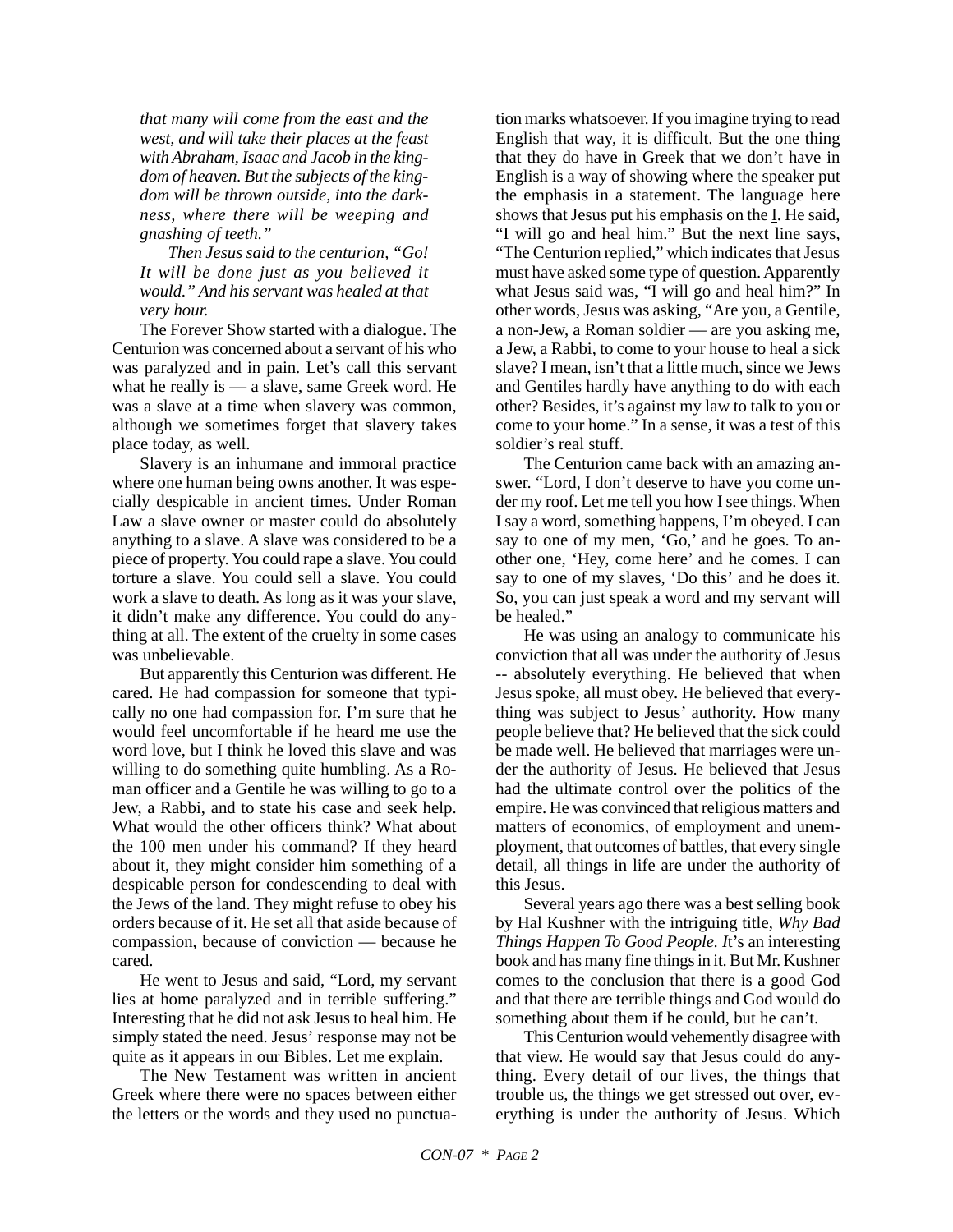*that many will come from the east and the west, and will take their places at the feast with Abraham, Isaac and Jacob in the kingdom of heaven. But the subjects of the kingdom will be thrown outside, into the darkness, where there will be weeping and gnashing of teeth."*

*Then Jesus said to the centurion, "Go! It will be done just as you believed it would." And his servant was healed at that very hour.*

The Forever Show started with a dialogue. The Centurion was concerned about a servant of his who was paralyzed and in pain. Let's call this servant what he really is — a slave, same Greek word. He was a slave at a time when slavery was common, although we sometimes forget that slavery takes place today, as well.

Slavery is an inhumane and immoral practice where one human being owns another. It was especially despicable in ancient times. Under Roman Law a slave owner or master could do absolutely anything to a slave. A slave was considered to be a piece of property. You could rape a slave. You could torture a slave. You could sell a slave. You could work a slave to death. As long as it was your slave, it didn't make any difference. You could do anything at all. The extent of the cruelty in some cases was unbelievable.

But apparently this Centurion was different. He cared. He had compassion for someone that typically no one had compassion for. I'm sure that he would feel uncomfortable if he heard me use the word love, but I think he loved this slave and was willing to do something quite humbling. As a Roman officer and a Gentile he was willing to go to a Jew, a Rabbi, and to state his case and seek help. What would the other officers think? What about the 100 men under his command? If they heard about it, they might consider him something of a despicable person for condescending to deal with the Jews of the land. They might refuse to obey his orders because of it. He set all that aside because of compassion, because of conviction — because he cared.

He went to Jesus and said, "Lord, my servant lies at home paralyzed and in terrible suffering." Interesting that he did not ask Jesus to heal him. He simply stated the need. Jesus' response may not be quite as it appears in our Bibles. Let me explain.

The New Testament was written in ancient Greek where there were no spaces between either the letters or the words and they used no punctuation marks whatsoever. If you imagine trying to read English that way, it is difficult. But the one thing that they do have in Greek that we don't have in English is a way of showing where the speaker put the emphasis in a statement. The language here shows that Jesus put his emphasis on the <u>I</u>. He said, "<u>I</u> will go and heal him." But the next line says, "The Centurion replied," which indicates that Jesus must have asked some type of question. Apparently what Jesus said was, "I will go and heal him?" In other words, Jesus was asking, "Are you, a Gentile, a non-Jew, a Roman soldier — are you asking me, a Jew, a Rabbi, to come to your house to heal a sick slave? I mean, isn't that a little much, since we Jews and Gentiles hardly have anything to do with each other? Besides, it's against my law to talk to you or come to your home." In a sense, it was a test of this soldier's real stuff.

The Centurion came back with an amazing answer. "Lord, I don't deserve to have you come under my roof. Let me tell you how I see things. When I say a word, something happens, I'm obeyed. I can say to one of my men, 'Go,' and he goes. To another one, 'Hey, come here' and he comes. I can say to one of my slaves, 'Do this' and he does it. So, you can just speak a word and my servant will be healed."

He was using an analogy to communicate his conviction that all was under the authority of Jesus -- absolutely everything. He believed that when Jesus spoke, all must obey. He believed that everything was subject to Jesus' authority. How many people believe that? He believed that the sick could be made well. He believed that marriages were under the authority of Jesus. He believed that Jesus had the ultimate control over the politics of the empire. He was convinced that religious matters and matters of economics, of employment and unemployment, that outcomes of battles, that every single detail, all things in life are under the authority of this Jesus.

Several years ago there was a best selling book by Hal Kushner with the intriguing title, *Why Bad Things Happen To Good People. I*t's an interesting book and has many fine things in it. But Mr. Kushner comes to the conclusion that there is a good God and that there are terrible things and God would do something about them if he could, but he can't.

This Centurion would vehemently disagree with that view. He would say that Jesus could do anything. Every detail of our lives, the things that trouble us, the things we get stressed out over, everything is under the authority of Jesus. Which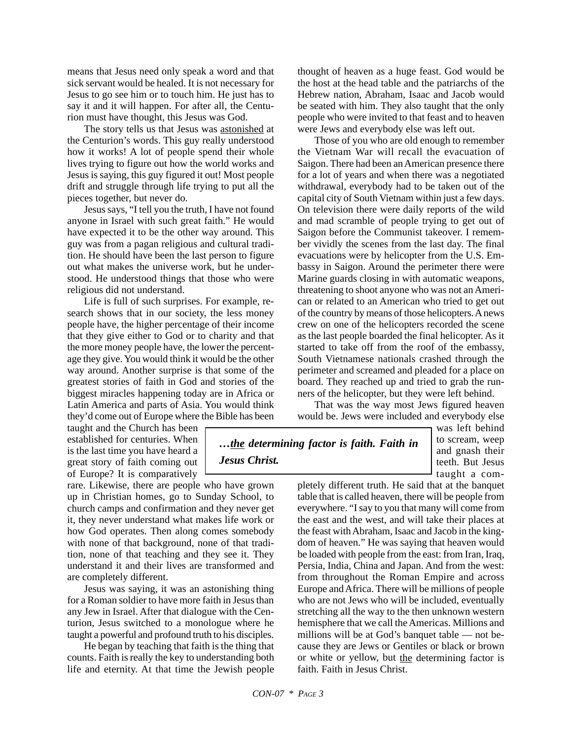means that Jesus need only speak a word and that sick servant would be healed. It is not necessary for Jesus to go see him or to touch him. He just has to say it and it will happen. For after all, the Centurion must have thought, this Jesus was God.

The story tells us that Jesus was <u>astonished</u> at the Centurion's words. This guy really understood how it works! A lot of people spend their whole lives trying to figure out how the world works and Jesus is saying, this guy figured it out! Most people drift and struggle through life trying to put all the pieces together, but never do.

Jesus says, "I tell you the truth, I have not found anyone in Israel with such great faith." He would have expected it to be the other way around. This guy was from a pagan religious and cultural tradition. He should have been the last person to figure out what makes the universe work, but he understood. He understood things that those who were religious did not understand.

Life is full of such surprises. For example, research shows that in our society, the less money people have, the higher percentage of their income that they give either to God or to charity and that the more money people have, the lower the percentage they give. You would think it would be the other way around. Another surprise is that some of the greatest stories of faith in God and stories of the biggest miracles happening today are in Africa or Latin America and parts of Asia. You would think they'd come out of Europe where the Bible has been taught and the Church has been established for centuries. When is the last time you have heard a great story of faith coming out of Europe? It is comparatively rare. Likewise, there are people who have grown up in Christian homes, go to Sunday School, to church camps and confirmation and they never get it, they never understand what makes life work or how God operates. Then along comes somebody with none of that background, none of that tradition, none of that teaching and they see it. They understand it and their lives are transformed and are completely different.

Jesus was saying, it was an astonishing thing for a Roman soldier to have more faith in Jesus than any Jew in Israel. After that dialogue with the Centurion, Jesus switched to a monologue where he taught a powerful and profound truth to his disciples.

He began by teaching that faith is the thing that counts. Faith is really the key to understanding both life and eternity. At that time the Jewish people thought of heaven as a huge feast. God would be the host at the head table and the patriarchs of the Hebrew nation, Abraham, Isaac and Jacob would be seated with him. They also taught that the only people who were invited to that feast and to heaven were Jews and everybody else was left out.

Those of you who are old enough to remember the Vietnam War will recall the evacuation of Saigon. There had been an American presence there for a lot of years and when there was a negotiated withdrawal, everybody had to be taken out of the capital city of South Vietnam within just a few days. On television there were daily reports of the wild and mad scramble of people trying to get out of Saigon before the Communist takeover. I remember vividly the scenes from the last day. The final evacuations were by helicopter from the U.S. Embassy in Saigon. Around the perimeter there were Marine guards closing in with automatic weapons, threatening to shoot anyone who was not an American or related to an American who tried to get out of the country by means of those helicopters. A news crew on one of the helicopters recorded the scene as the last people boarded the final helicopter. As it started to take off from the roof of the embassy, South Vietnamese nationals crashed through the perimeter and screamed and pleaded for a place on board. They reached up and tried to grab the runners of the helicopter, but they were left behind.

That was the way most Jews figured heaven would be. Jews were included and everybody else was left behind to scream, weep and gnash their teeth. But Jesus taught a completely different truth. He said that at the banquet table that is called heaven, there will be people from everywhere. "I say to you that many will come from the east and the west, and will take their places at the feast with Abraham, Isaac and Jacob in the kingdom of heaven." He was saying that heaven would be loaded with people from the east: from Iran, Iraq, Persia, India, China and Japan. And from the west: from throughout the Roman Empire and across Europe and Africa. There will be millions of people who are not Jews who will be included, eventually stretching all the way to the then unknown western hemisphere that we call the Americas. Millions and millions will be at God's banquet table — not because they are Jews or Gentiles or black or brown or white or yellow, but <u>the</u> determining factor is faith. Faith in Jesus Christ.

> ***…<u>the</u> determining factor is faith. Faith in Jesus Christ.***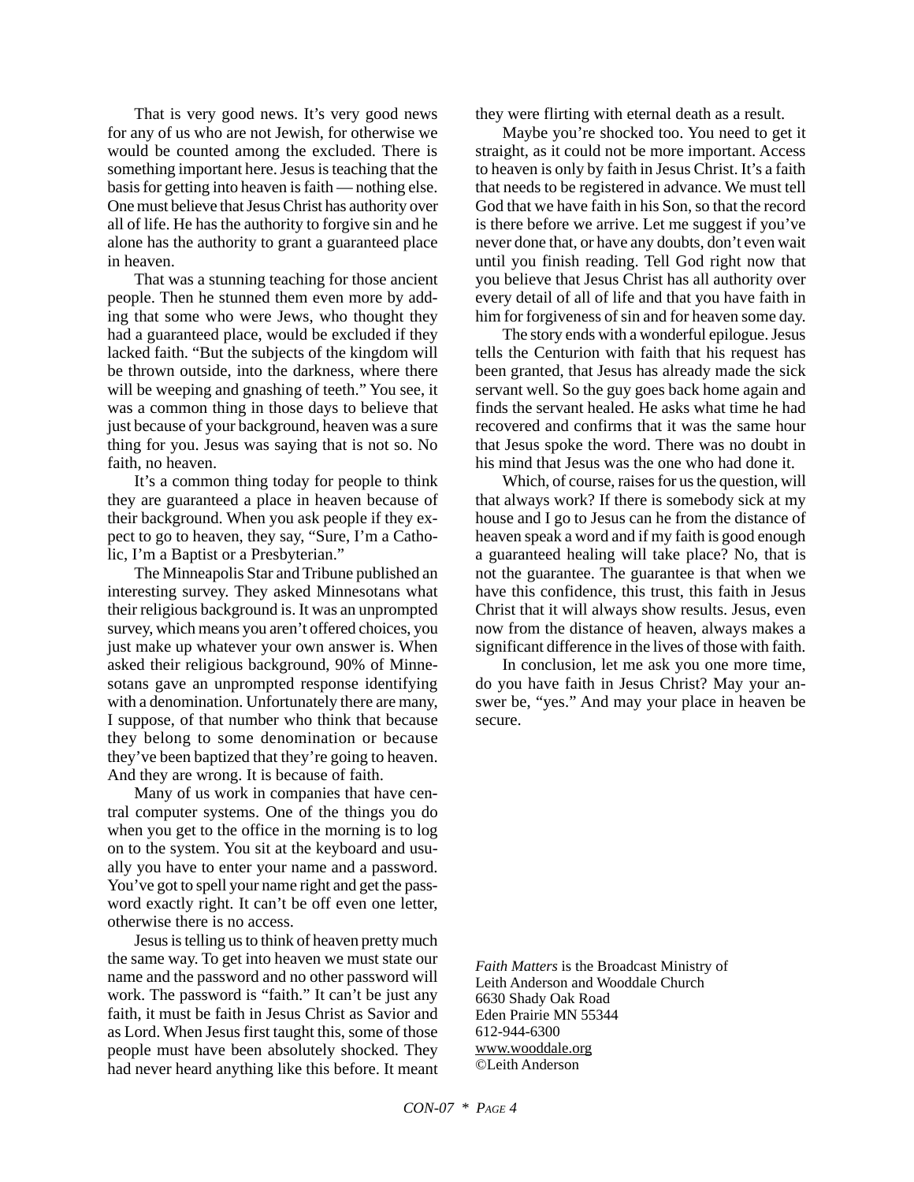That is very good news. It's very good news for any of us who are not Jewish, for otherwise we would be counted among the excluded. There is something important here. Jesus is teaching that the basis for getting into heaven is faith — nothing else. One must believe that Jesus Christ has authority over all of life. He has the authority to forgive sin and he alone has the authority to grant a guaranteed place in heaven.

That was a stunning teaching for those ancient people. Then he stunned them even more by adding that some who were Jews, who thought they had a guaranteed place, would be excluded if they lacked faith. "But the subjects of the kingdom will be thrown outside, into the darkness, where there will be weeping and gnashing of teeth." You see, it was a common thing in those days to believe that just because of your background, heaven was a sure thing for you. Jesus was saying that is not so. No faith, no heaven.

It's a common thing today for people to think they are guaranteed a place in heaven because of their background. When you ask people if they expect to go to heaven, they say, "Sure, I'm a Catholic, I'm a Baptist or a Presbyterian."

The Minneapolis Star and Tribune published an interesting survey. They asked Minnesotans what their religious background is. It was an unprompted survey, which means you aren't offered choices, you just make up whatever your own answer is. When asked their religious background, 90% of Minnesotans gave an unprompted response identifying with a denomination. Unfortunately there are many, I suppose, of that number who think that because they belong to some denomination or because they've been baptized that they're going to heaven. And they are wrong. It is because of faith.

Many of us work in companies that have central computer systems. One of the things you do when you get to the office in the morning is to log on to the system. You sit at the keyboard and usually you have to enter your name and a password. You've got to spell your name right and get the password exactly right. It can't be off even one letter, otherwise there is no access.

Jesus is telling us to think of heaven pretty much the same way. To get into heaven we must state our name and the password and no other password will work. The password is "faith." It can't be just any faith, it must be faith in Jesus Christ as Savior and as Lord. When Jesus first taught this, some of those people must have been absolutely shocked. They had never heard anything like this before. It meant they were flirting with eternal death as a result.

Maybe you're shocked too. You need to get it straight, as it could not be more important. Access to heaven is only by faith in Jesus Christ. It's a faith that needs to be registered in advance. We must tell God that we have faith in his Son, so that the record is there before we arrive. Let me suggest if you've never done that, or have any doubts, don't even wait until you finish reading. Tell God right now that you believe that Jesus Christ has all authority over every detail of all of life and that you have faith in him for forgiveness of sin and for heaven some day.

The story ends with a wonderful epilogue. Jesus tells the Centurion with faith that his request has been granted, that Jesus has already made the sick servant well. So the guy goes back home again and finds the servant healed. He asks what time he had recovered and confirms that it was the same hour that Jesus spoke the word. There was no doubt in his mind that Jesus was the one who had done it.

Which, of course, raises for us the question, will that always work? If there is somebody sick at my house and I go to Jesus can he from the distance of heaven speak a word and if my faith is good enough a guaranteed healing will take place? No, that is not the guarantee. The guarantee is that when we have this confidence, this trust, this faith in Jesus Christ that it will always show results. Jesus, even now from the distance of heaven, always makes a significant difference in the lives of those with faith.

In conclusion, let me ask you one more time, do you have faith in Jesus Christ? May your answer be, "yes." And may your place in heaven be secure.

*Faith Matters* is the Broadcast Ministry of
Leith Anderson and Wooddale Church
6630 Shady Oak Road
Eden Prairie MN 55344
612-944-6300
www.wooddale.org
©Leith Anderson